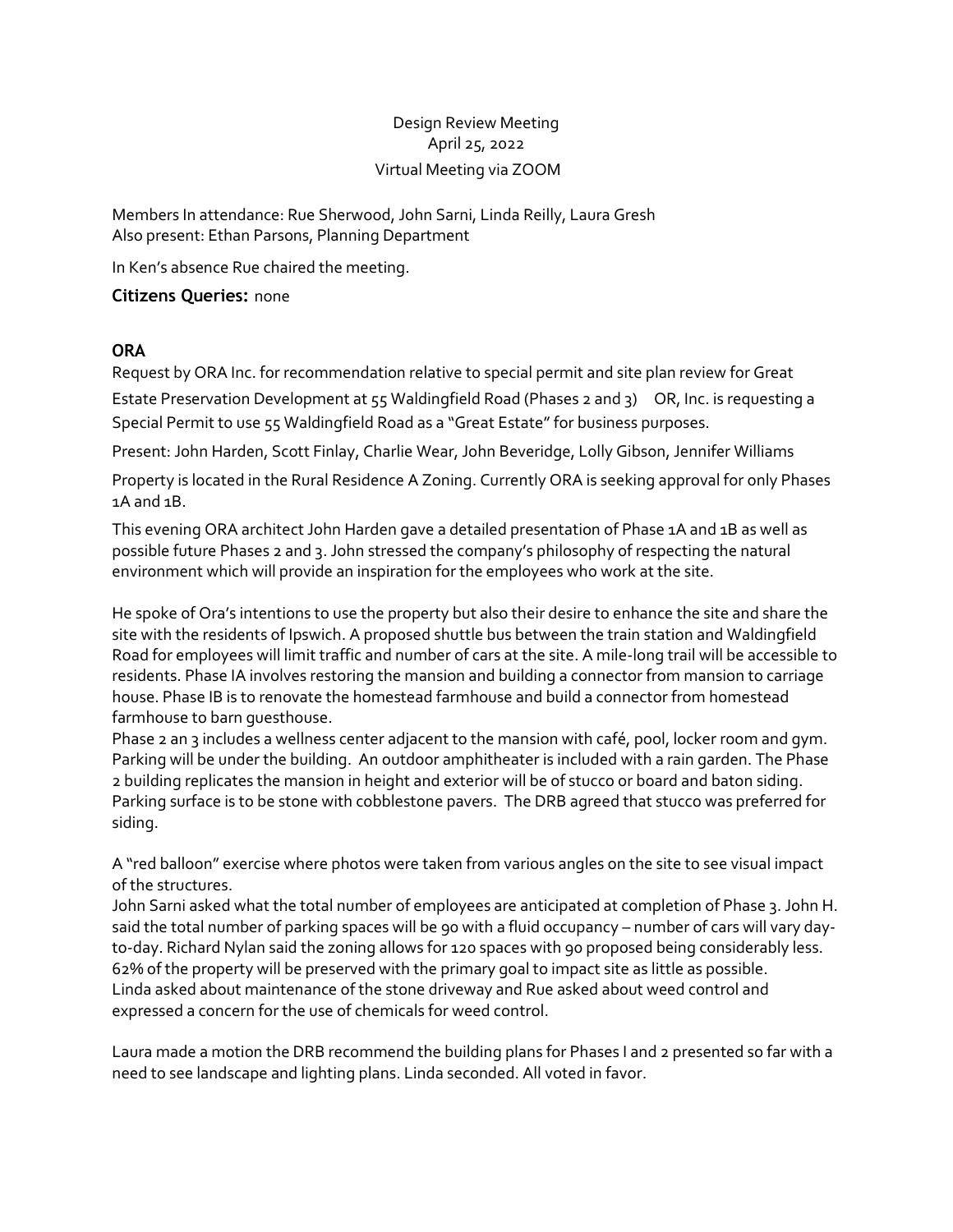Design Review Meeting
April 25, 2022
Virtual Meeting via ZOOM

Members In attendance: Rue Sherwood, John Sarni, Linda Reilly, Laura Gresh
Also present: Ethan Parsons, Planning Department

In Ken's absence Rue chaired the meeting.

**Citizens Queries:** none

**ORA**

Request by ORA Inc. for recommendation relative to special permit and site plan review for Great Estate Preservation Development at 55 Waldingfield Road (Phases 2 and 3) OR, Inc. is requesting a Special Permit to use 55 Waldingfield Road as a "Great Estate" for business purposes.

Present: John Harden, Scott Finlay, Charlie Wear, John Beveridge, Lolly Gibson, Jennifer Williams

Property is located in the Rural Residence A Zoning. Currently ORA is seeking approval for only Phases 1A and 1B.

This evening ORA architect John Harden gave a detailed presentation of Phase 1A and 1B as well as possible future Phases 2 and 3. John stressed the company's philosophy of respecting the natural environment which will provide an inspiration for the employees who work at the site.

He spoke of Ora's intentions to use the property but also their desire to enhance the site and share the site with the residents of Ipswich. A proposed shuttle bus between the train station and Waldingfield Road for employees will limit traffic and number of cars at the site. A mile-long trail will be accessible to residents. Phase IA involves restoring the mansion and building a connector from mansion to carriage house. Phase IB is to renovate the homestead farmhouse and build a connector from homestead farmhouse to barn guesthouse.
Phase 2 an 3 includes a wellness center adjacent to the mansion with café, pool, locker room and gym. Parking will be under the building. An outdoor amphitheater is included with a rain garden. The Phase 2 building replicates the mansion in height and exterior will be of stucco or board and baton siding. Parking surface is to be stone with cobblestone pavers. The DRB agreed that stucco was preferred for siding.

A "red balloon" exercise where photos were taken from various angles on the site to see visual impact of the structures.
John Sarni asked what the total number of employees are anticipated at completion of Phase 3. John H. said the total number of parking spaces will be 90 with a fluid occupancy – number of cars will vary day-to-day. Richard Nylan said the zoning allows for 120 spaces with 90 proposed being considerably less. 62% of the property will be preserved with the primary goal to impact site as little as possible.
Linda asked about maintenance of the stone driveway and Rue asked about weed control and expressed a concern for the use of chemicals for weed control.

Laura made a motion the DRB recommend the building plans for Phases I and 2 presented so far with a need to see landscape and lighting plans. Linda seconded. All voted in favor.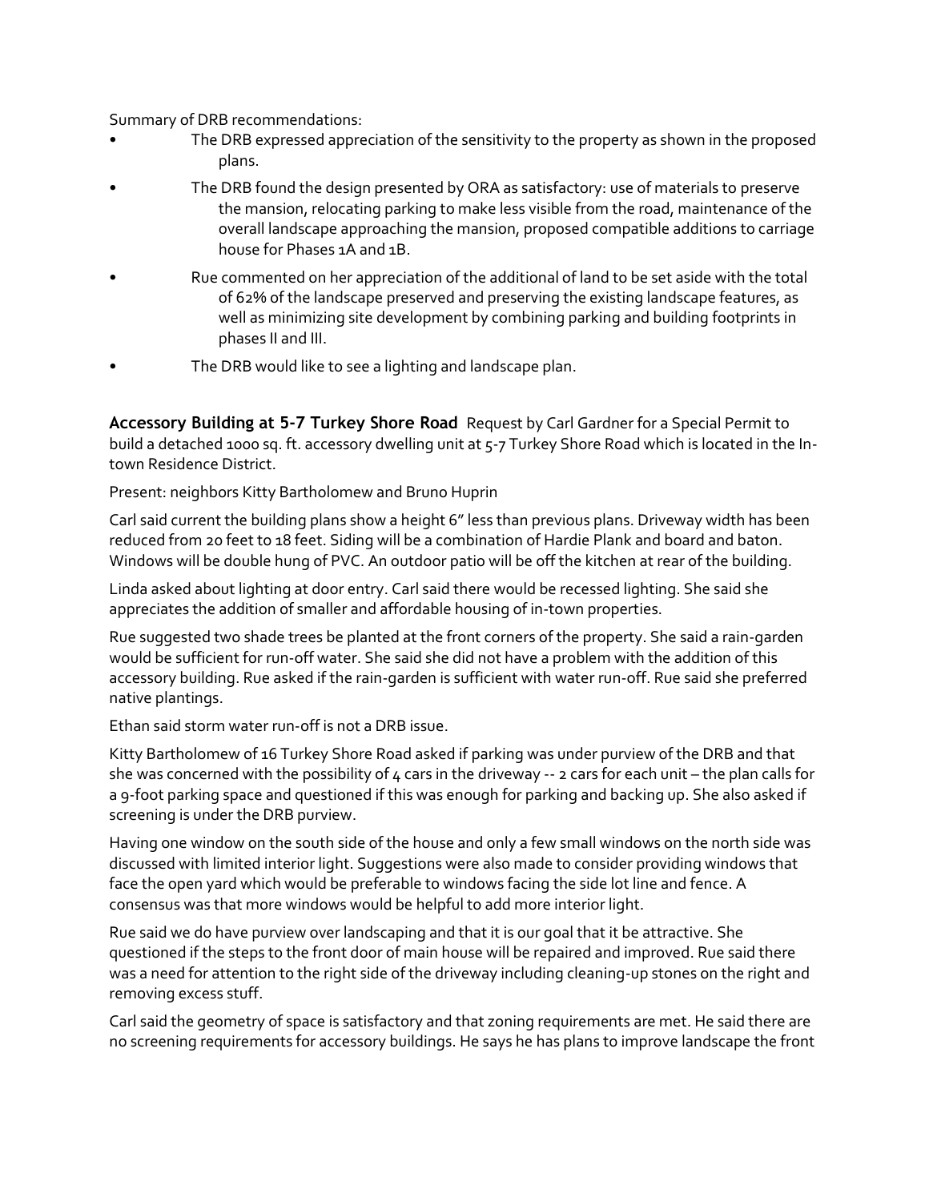Summary of DRB recommendations:

- The DRB expressed appreciation of the sensitivity to the property as shown in the proposed plans.
- The DRB found the design presented by ORA as satisfactory: use of materials to preserve the mansion, relocating parking to make less visible from the road, maintenance of the overall landscape approaching the mansion, proposed compatible additions to carriage house for Phases 1A and 1B.
- Rue commented on her appreciation of the additional of land to be set aside with the total of 62% of the landscape preserved and preserving the existing landscape features, as well as minimizing site development by combining parking and building footprints in phases II and III.
- The DRB would like to see a lighting and landscape plan.

**Accessory Building at 5-7 Turkey Shore Road** Request by Carl Gardner for a Special Permit to build a detached 1000 sq. ft. accessory dwelling unit at 5-7 Turkey Shore Road which is located in the In-town Residence District.

Present: neighbors Kitty Bartholomew and Bruno Huprin

Carl said current the building plans show a height 6" less than previous plans. Driveway width has been reduced from 20 feet to 18 feet. Siding will be a combination of Hardie Plank and board and baton. Windows will be double hung of PVC. An outdoor patio will be off the kitchen at rear of the building.

Linda asked about lighting at door entry. Carl said there would be recessed lighting. She said she appreciates the addition of smaller and affordable housing of in-town properties.

Rue suggested two shade trees be planted at the front corners of the property. She said a rain-garden would be sufficient for run-off water. She said she did not have a problem with the addition of this accessory building. Rue asked if the rain-garden is sufficient with water run-off. Rue said she preferred native plantings.

Ethan said storm water run-off is not a DRB issue.

Kitty Bartholomew of 16 Turkey Shore Road asked if parking was under purview of the DRB and that she was concerned with the possibility of 4 cars in the driveway -- 2 cars for each unit – the plan calls for a 9-foot parking space and questioned if this was enough for parking and backing up. She also asked if screening is under the DRB purview.

Having one window on the south side of the house and only a few small windows on the north side was discussed with limited interior light. Suggestions were also made to consider providing windows that face the open yard which would be preferable to windows facing the side lot line and fence. A consensus was that more windows would be helpful to add more interior light.

Rue said we do have purview over landscaping and that it is our goal that it be attractive. She questioned if the steps to the front door of main house will be repaired and improved. Rue said there was a need for attention to the right side of the driveway including cleaning-up stones on the right and removing excess stuff.

Carl said the geometry of space is satisfactory and that zoning requirements are met. He said there are no screening requirements for accessory buildings. He says he has plans to improve landscape the front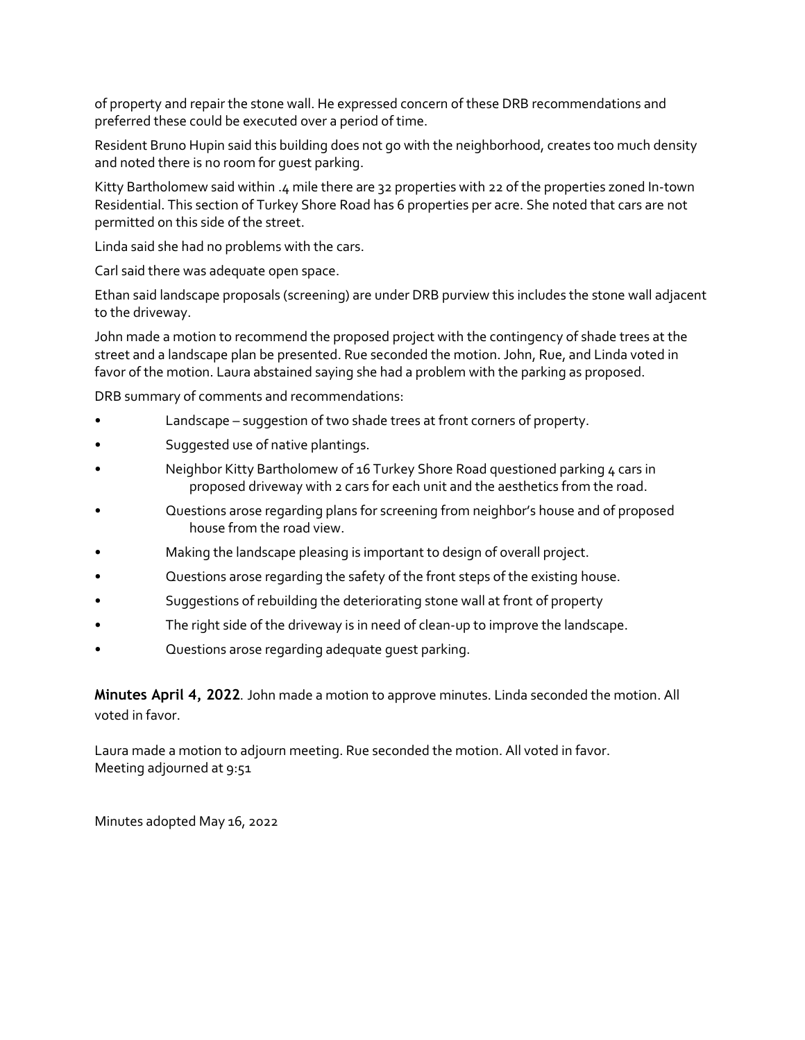of property and repair the stone wall. He expressed concern of these DRB recommendations and preferred these could be executed over a period of time.

Resident Bruno Hupin said this building does not go with the neighborhood, creates too much density and noted there is no room for guest parking.

Kitty Bartholomew said within .4 mile there are 32 properties with 22 of the properties zoned In-town Residential. This section of Turkey Shore Road has 6 properties per acre. She noted that cars are not permitted on this side of the street.

Linda said she had no problems with the cars.

Carl said there was adequate open space.

Ethan said landscape proposals (screening) are under DRB purview this includes the stone wall adjacent to the driveway.

John made a motion to recommend the proposed project with the contingency of shade trees at the street and a landscape plan be presented. Rue seconded the motion. John, Rue, and Linda voted in favor of the motion. Laura abstained saying she had a problem with the parking as proposed.

DRB summary of comments and recommendations:

- Landscape – suggestion of two shade trees at front corners of property.
- Suggested use of native plantings.
- Neighbor Kitty Bartholomew of 16 Turkey Shore Road questioned parking 4 cars in proposed driveway with 2 cars for each unit and the aesthetics from the road.
- Questions arose regarding plans for screening from neighbor's house and of proposed house from the road view.
- Making the landscape pleasing is important to design of overall project.
- Questions arose regarding the safety of the front steps of the existing house.
- Suggestions of rebuilding the deteriorating stone wall at front of property
- The right side of the driveway is in need of clean-up to improve the landscape.
- Questions arose regarding adequate guest parking.

**Minutes April 4, 2022**. John made a motion to approve minutes. Linda seconded the motion. All voted in favor.

Laura made a motion to adjourn meeting. Rue seconded the motion. All voted in favor.
Meeting adjourned at 9:51

Minutes adopted May 16, 2022